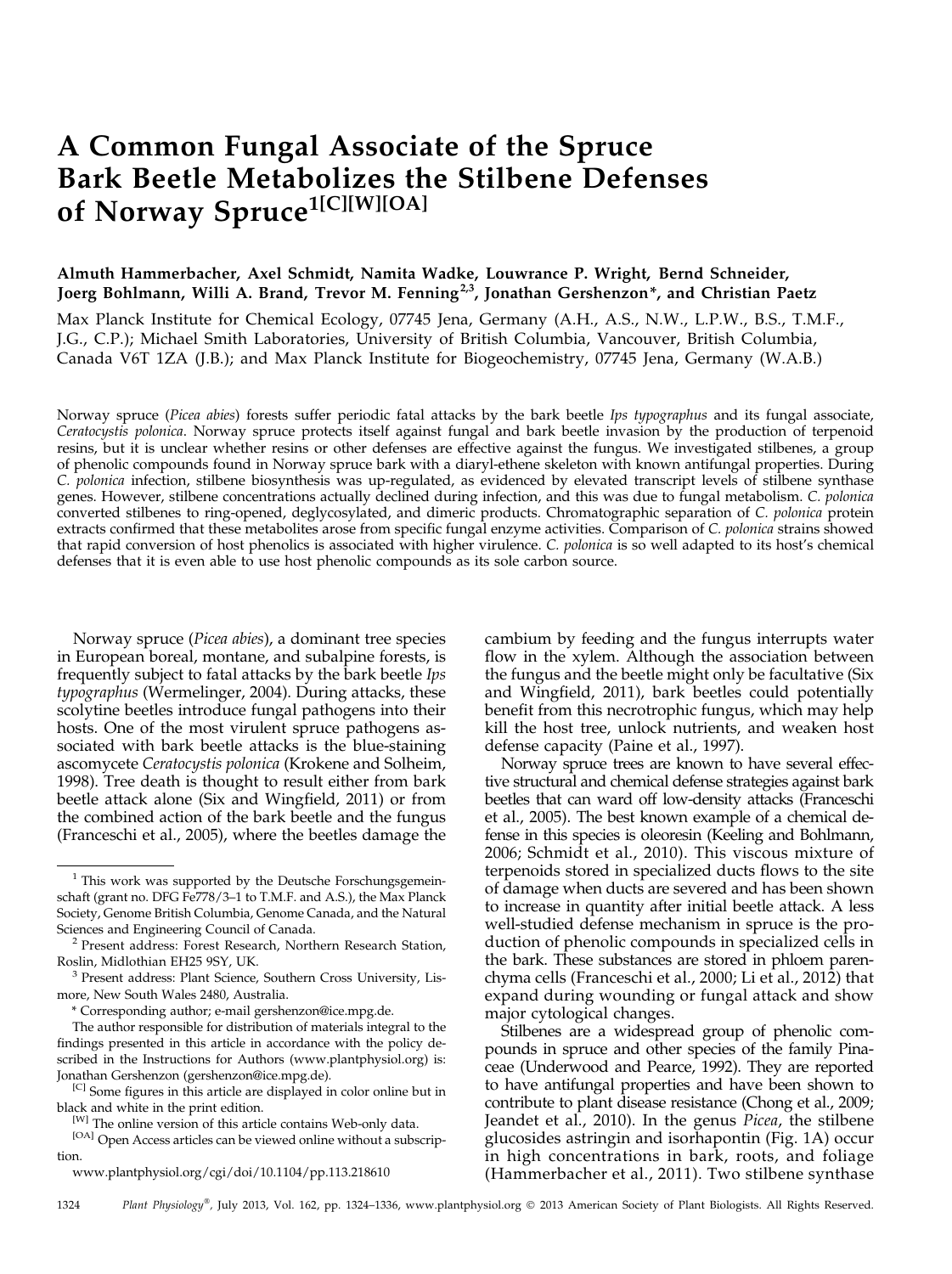# A Common Fungal Associate of the Spruce Bark Beetle Metabolizes the Stilbene Defenses of Norway Spruce[1[C][W][OA]]

**Almuth Hammerbacher, Axel Schmidt, Namita Wadke, Louwrance P. Wright, Bernd Schneider, Joerg Bohlmann, Willi A. Brand, Trevor M. Fenning[2,3], Jonathan Gershenzon*, and Christian Paetz**

Max Planck Institute for Chemical Ecology, 07745 Jena, Germany (A.H., A.S., N.W., L.P.W., B.S., T.M.F., J.G., C.P.); Michael Smith Laboratories, University of British Columbia, Vancouver, British Columbia, Canada V6T 1ZA (J.B.); and Max Planck Institute for Biogeochemistry, 07745 Jena, Germany (W.A.B.)

Norway spruce (*Picea abies*) forests suffer periodic fatal attacks by the bark beetle *Ips typographus* and its fungal associate, *Ceratocystis polonica*. Norway spruce protects itself against fungal and bark beetle invasion by the production of terpenoid resins, but it is unclear whether resins or other defenses are effective against the fungus. We investigated stilbenes, a group of phenolic compounds found in Norway spruce bark with a diaryl-ethene skeleton with known antifungal properties. During *C. polonica* infection, stilbene biosynthesis was up-regulated, as evidenced by elevated transcript levels of stilbene synthase genes. However, stilbene concentrations actually declined during infection, and this was due to fungal metabolism. *C. polonica* converted stilbenes to ring-opened, deglycosylated, and dimeric products. Chromatographic separation of *C. polonica* protein extracts confirmed that these metabolites arose from specific fungal enzyme activities. Comparison of *C. polonica* strains showed that rapid conversion of host phenolics is associated with higher virulence. *C. polonica* is so well adapted to its host's chemical defenses that it is even able to use host phenolic compounds as its sole carbon source.

Norway spruce (*Picea abies*), a dominant tree species in European boreal, montane, and subalpine forests, is frequently subject to fatal attacks by the bark beetle *Ips typographus* (Wermelinger, 2004). During attacks, these scolytine beetles introduce fungal pathogens into their hosts. One of the most virulent spruce pathogens associated with bark beetle attacks is the blue-staining ascomycete *Ceratocystis polonica* (Krokene and Solheim, 1998). Tree death is thought to result either from bark beetle attack alone (Six and Wingfield, 2011) or from the combined action of the bark beetle and the fungus (Franceschi et al., 2005), where the beetles damage the cambium by feeding and the fungus interrupts water flow in the xylem. Although the association between the fungus and the beetle might only be facultative (Six and Wingfield, 2011), bark beetles could potentially benefit from this necrotrophic fungus, which may help kill the host tree, unlock nutrients, and weaken host defense capacity (Paine et al., 1997).

Norway spruce trees are known to have several effective structural and chemical defense strategies against bark beetles that can ward off low-density attacks (Franceschi et al., 2005). The best known example of a chemical defense in this species is oleoresin (Keeling and Bohlmann, 2006; Schmidt et al., 2010). This viscous mixture of terpenoids stored in specialized ducts flows to the site of damage when ducts are severed and has been shown to increase in quantity after initial beetle attack. A less well-studied defense mechanism in spruce is the production of phenolic compounds in specialized cells in the bark. These substances are stored in phloem parenchyma cells (Franceschi et al., 2000; Li et al., 2012) that expand during wounding or fungal attack and show major cytological changes.

Stilbenes are a widespread group of phenolic compounds in spruce and other species of the family Pinaceae (Underwood and Pearce, 1992). They are reported to have antifungal properties and have been shown to contribute to plant disease resistance (Chong et al., 2009; Jeandet et al., 2010). In the genus *Picea*, the stilbene glucosides astringin and isorhapontin (Fig. 1A) occur in high concentrations in bark, roots, and foliage (Hammerbacher et al., 2011). Two stilbene synthase

---

[1] This work was supported by the Deutsche Forschungsgemeinschaft (grant no. DFG Fe778/3–1 to T.M.F. and A.S.), the Max Planck Society, Genome British Columbia, Genome Canada, and the Natural Sciences and Engineering Council of Canada.

[2] Present address: Forest Research, Northern Research Station, Roslin, Midlothian EH25 9SY, UK.

[3] Present address: Plant Science, Southern Cross University, Lismore, New South Wales 2480, Australia.

\* Corresponding author; e-mail gershenzon@ice.mpg.de.

The author responsible for distribution of materials integral to the findings presented in this article in accordance with the policy described in the Instructions for Authors (www.plantphysiol.org) is: Jonathan Gershenzon (gershenzon@ice.mpg.de).

[C] Some figures in this article are displayed in color online but in black and white in the print edition.

[W] The online version of this article contains Web-only data.

[OA] Open Access articles can be viewed online without a subscription.

www.plantphysiol.org/cgi/doi/10.1104/pp.113.218610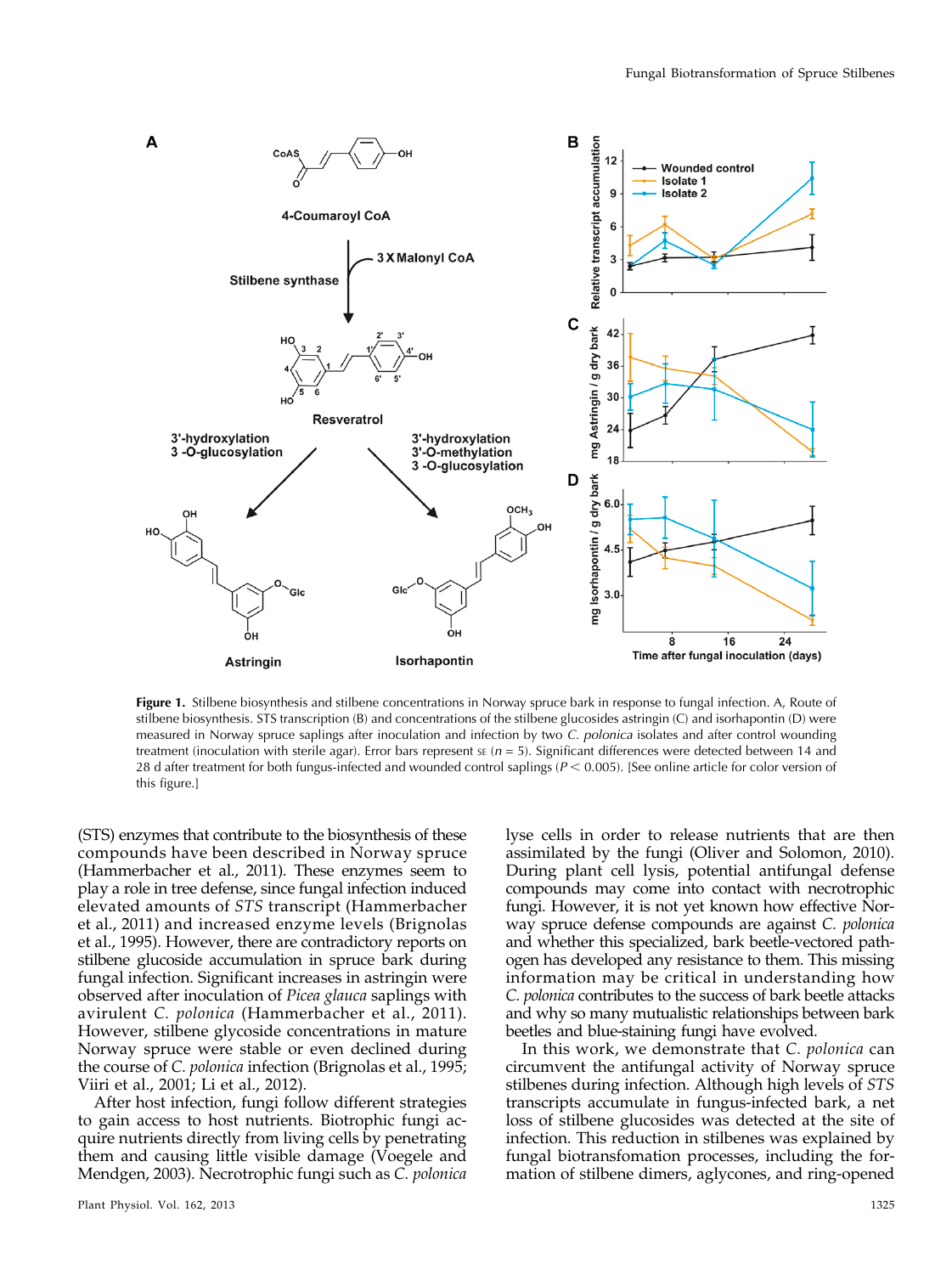Figure 1. Stilbene biosynthesis and stilbene concentrations in Norway spruce bark in response to fungal infection. A, Route of stilbene biosynthesis. STS transcription (B) and concentrations of the stilbene glucosides astringin (C) and isorhapontin (D) were measured in Norway spruce saplings after inoculation and infection by two *C. polonica* isolates and after control wounding treatment (inoculation with sterile agar). Error bars represent SE ($n = 5$). Significant differences were detected between 14 and 28 d after treatment for both fungus-infected and wounded control saplings ($P < 0.005$). [See online article for color version of this figure.]

(STS) enzymes that contribute to the biosynthesis of these compounds have been described in Norway spruce (Hammerbacher et al., 2011). These enzymes seem to play a role in tree defense, since fungal infection induced elevated amounts of *STS* transcript (Hammerbacher et al., 2011) and increased enzyme levels (Brignolas et al., 1995). However, there are contradictory reports on stilbene glucoside accumulation in spruce bark during fungal infection. Significant increases in astringin were observed after inoculation of *Picea glauca* saplings with avirulent *C. polonica* (Hammerbacher et al., 2011). However, stilbene glycoside concentrations in mature Norway spruce were stable or even declined during the course of *C. polonica* infection (Brignolas et al., 1995; Viiri et al., 2001; Li et al., 2012).

After host infection, fungi follow different strategies to gain access to host nutrients. Biotrophic fungi acquire nutrients directly from living cells by penetrating them and causing little visible damage (Voegele and Mendgen, 2003). Necrotrophic fungi such as *C. polonica* lyse cells in order to release nutrients that are then assimilated by the fungi (Oliver and Solomon, 2010). During plant cell lysis, potential antifungal defense compounds may come into contact with necrotrophic fungi. However, it is not yet known how effective Norway spruce defense compounds are against *C. polonica* and whether this specialized, bark beetle-vectored pathogen has developed any resistance to them. This missing information may be critical in understanding how *C. polonica* contributes to the success of bark beetle attacks and why so many mutualistic relationships between bark beetles and blue-staining fungi have evolved.

In this work, we demonstrate that *C. polonica* can circumvent the antifungal activity of Norway spruce stilbenes during infection. Although high levels of *STS* transcripts accumulate in fungus-infected bark, a net loss of stilbene glucosides was detected at the site of infection. This reduction in stilbenes was explained by fungal biotransfomation processes, including the formation of stilbene dimers, aglycones, and ring-opened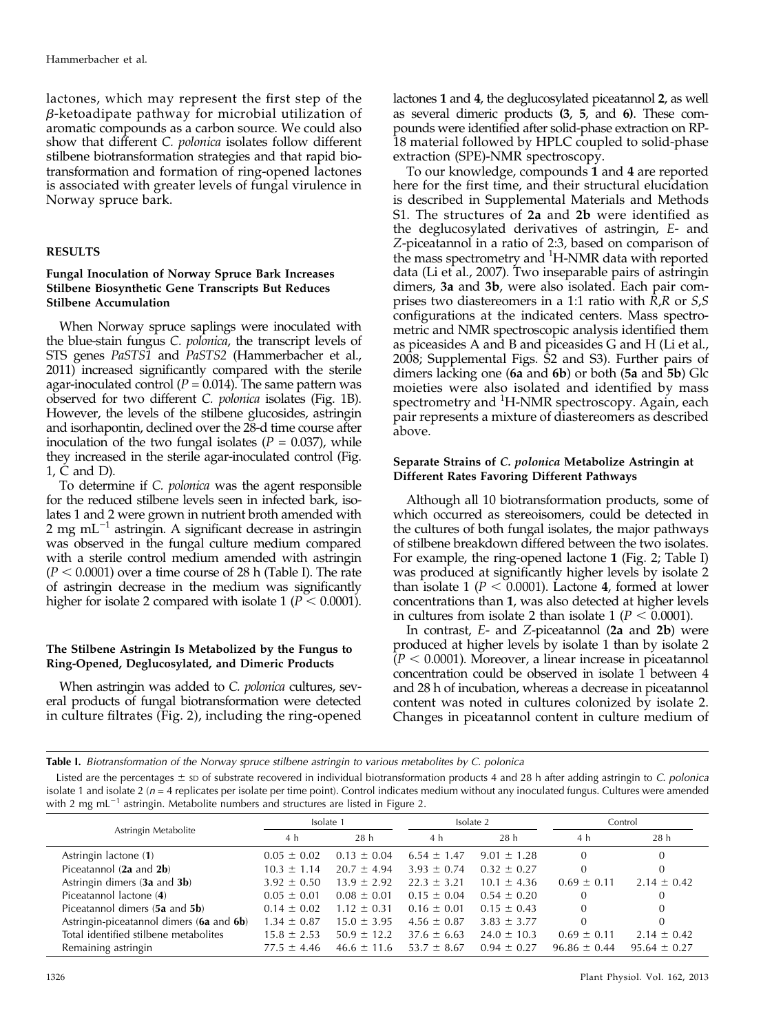lactones, which may represent the first step of the $\beta$-ketoadipate pathway for microbial utilization of aromatic compounds as a carbon source. We could also show that different *C. polonica* isolates follow different stilbene biotransformation strategies and that rapid biotransformation and formation of ring-opened lactones is associated with greater levels of fungal virulence in Norway spruce bark.

## RESULTS

### Fungal Inoculation of Norway Spruce Bark Increases Stilbene Biosynthetic Gene Transcripts But Reduces Stilbene Accumulation

When Norway spruce saplings were inoculated with the blue-stain fungus *C. polonica*, the transcript levels of STS genes *PaSTS1* and *PaSTS2* (Hammerbacher et al., 2011) increased significantly compared with the sterile agar-inoculated control ($P = 0.014$). The same pattern was observed for two different *C. polonica* isolates (Fig. 1B). However, the levels of the stilbene glucosides, astringin and isorhapontin, declined over the 28-d time course after inoculation of the two fungal isolates ($P = 0.037$), while they increased in the sterile agar-inoculated control (Fig. 1, C and D).

To determine if *C. polonica* was the agent responsible for the reduced stilbene levels seen in infected bark, isolates 1 and 2 were grown in nutrient broth amended with 2 mg mL$^{-1}$ astringin. A significant decrease in astringin was observed in the fungal culture medium compared with a sterile control medium amended with astringin ($P < 0.0001$) over a time course of 28 h (Table I). The rate of astringin decrease in the medium was significantly higher for isolate 2 compared with isolate 1 ($P < 0.0001$).

### The Stilbene Astringin Is Metabolized by the Fungus to Ring-Opened, Deglucosylated, and Dimeric Products

When astringin was added to *C. polonica* cultures, several products of fungal biotransformation were detected in culture filtrates (Fig. 2), including the ring-opened lactones **1** and **4**, the deglucosylated piceatannol **2**, as well as several dimeric products **(3**, **5**, and **6)**. These compounds were identified after solid-phase extraction on RP-18 material followed by HPLC coupled to solid-phase extraction (SPE)-NMR spectroscopy.

To our knowledge, compounds **1** and **4** are reported here for the first time, and their structural elucidation is described in Supplemental Materials and Methods S1. The structures of **2a** and **2b** were identified as the deglucosylated derivatives of astringin, *E*- and *Z*-piceatannol in a ratio of 2:3, based on comparison of the mass spectrometry and $^{1}$H-NMR data with reported data (Li et al., 2007). Two inseparable pairs of astringin dimers, **3a** and **3b**, were also isolated. Each pair comprises two diastereomers in a 1:1 ratio with *R*,*R* or *S*,*S* configurations at the indicated centers. Mass spectrometric and NMR spectroscopic analysis identified them as piceasides A and B and piceasides G and H (Li et al., 2008; Supplemental Figs. S2 and S3). Further pairs of dimers lacking one (**6a** and **6b**) or both (**5a** and **5b**) Glc moieties were also isolated and identified by mass spectrometry and $^{1}$H-NMR spectroscopy. Again, each pair represents a mixture of diastereomers as described above.

### Separate Strains of *C. polonica* Metabolize Astringin at Different Rates Favoring Different Pathways

Although all 10 biotransformation products, some of which occurred as stereoisomers, could be detected in the cultures of both fungal isolates, the major pathways of stilbene breakdown differed between the two isolates. For example, the ring-opened lactone **1** (Fig. 2; Table I) was produced at significantly higher levels by isolate 2 than isolate 1 ($P < 0.0001$). Lactone **4**, formed at lower concentrations than **1**, was also detected at higher levels in cultures from isolate 2 than isolate 1 ($P < 0.0001$).

In contrast, *E*- and *Z*-piceatannol (**2a** and **2b**) were produced at higher levels by isolate 1 than by isolate 2 ($P < 0.0001$). Moreover, a linear increase in piceatannol concentration could be observed in isolate 1 between 4 and 28 h of incubation, whereas a decrease in piceatannol content was noted in cultures colonized by isolate 2. Changes in piceatannol content in culture medium of

**Table I.** *Biotransformation of the Norway spruce stilbene astringin to various metabolites by C. polonica*

Listed are the percentages ± SD of substrate recovered in individual biotransformation products 4 and 28 h after adding astringin to *C. polonica* isolate 1 and isolate 2 ($n = 4$ replicates per isolate per time point). Control indicates medium without any inoculated fungus. Cultures were amended with 2 mg mL$^{-1}$ astringin. Metabolite numbers and structures are listed in Figure 2.

| Astringin Metabolite | Isolate 1 | | Isolate 2 | | Control | |
|---|---|---|---|---|---|---|
| | 4 h | 28 h | 4 h | 28 h | 4 h | 28 h |
| Astringin lactone (**1**) | 0.05 ± 0.02 | 0.13 ± 0.04 | 6.54 ± 1.47 | 9.01 ± 1.28 | 0 | 0 |
| Piceatannol (**2a** and **2b**) | 10.3 ± 1.14 | 20.7 ± 4.94 | 3.93 ± 0.74 | 0.32 ± 0.27 | 0 | 0 |
| Astringin dimers (**3a** and **3b**) | 3.92 ± 0.50 | 13.9 ± 2.92 | 22.3 ± 3.21 | 10.1 ± 4.36 | 0.69 ± 0.11 | 2.14 ± 0.42 |
| Piceatannol lactone (**4**) | 0.05 ± 0.01 | 0.08 ± 0.01 | 0.15 ± 0.04 | 0.54 ± 0.20 | 0 | 0 |
| Piceatannol dimers (**5a** and **5b**) | 0.14 ± 0.02 | 1.12 ± 0.31 | 0.16 ± 0.01 | 0.15 ± 0.43 | 0 | 0 |
| Astringin-piceatannol dimers (**6a** and **6b**) | 1.34 ± 0.87 | 15.0 ± 3.95 | 4.56 ± 0.87 | 3.83 ± 3.77 | 0 | 0 |
| Total identified stilbene metabolites | 15.8 ± 2.53 | 50.9 ± 12.2 | 37.6 ± 6.63 | 24.0 ± 10.3 | 0.69 ± 0.11 | 2.14 ± 0.42 |
| Remaining astringin | 77.5 ± 4.46 | 46.6 ± 11.6 | 53.7 ± 8.67 | 0.94 ± 0.27 | 96.86 ± 0.44 | 95.64 ± 0.27 |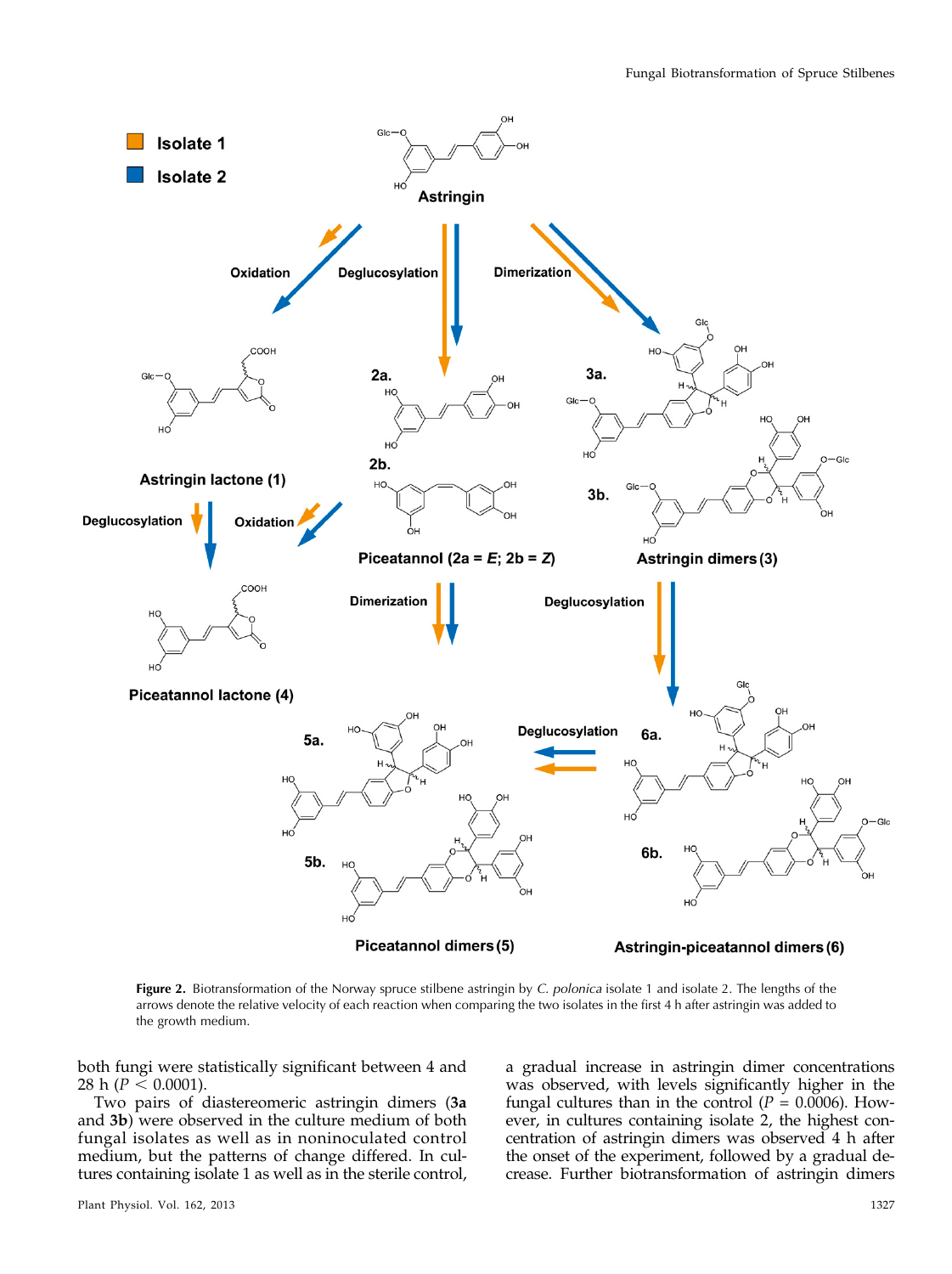Figure 2. Biotransformation of the Norway spruce stilbene astringin by *C. polonica* isolate 1 and isolate 2. The lengths of the arrows denote the relative velocity of each reaction when comparing the two isolates in the first 4 h after astringin was added to the growth medium.

both fungi were statistically significant between 4 and 28 h ($P < 0.0001$).

Two pairs of diastereomeric astringin dimers (**3a** and **3b**) were observed in the culture medium of both fungal isolates as well as in noninoculated control medium, but the patterns of change differed. In cultures containing isolate 1 as well as in the sterile control, a gradual increase in astringin dimer concentrations was observed, with levels significantly higher in the fungal cultures than in the control ($P = 0.0006$). However, in cultures containing isolate 2, the highest concentration of astringin dimers was observed 4 h after the onset of the experiment, followed by a gradual decrease. Further biotransformation of astringin dimers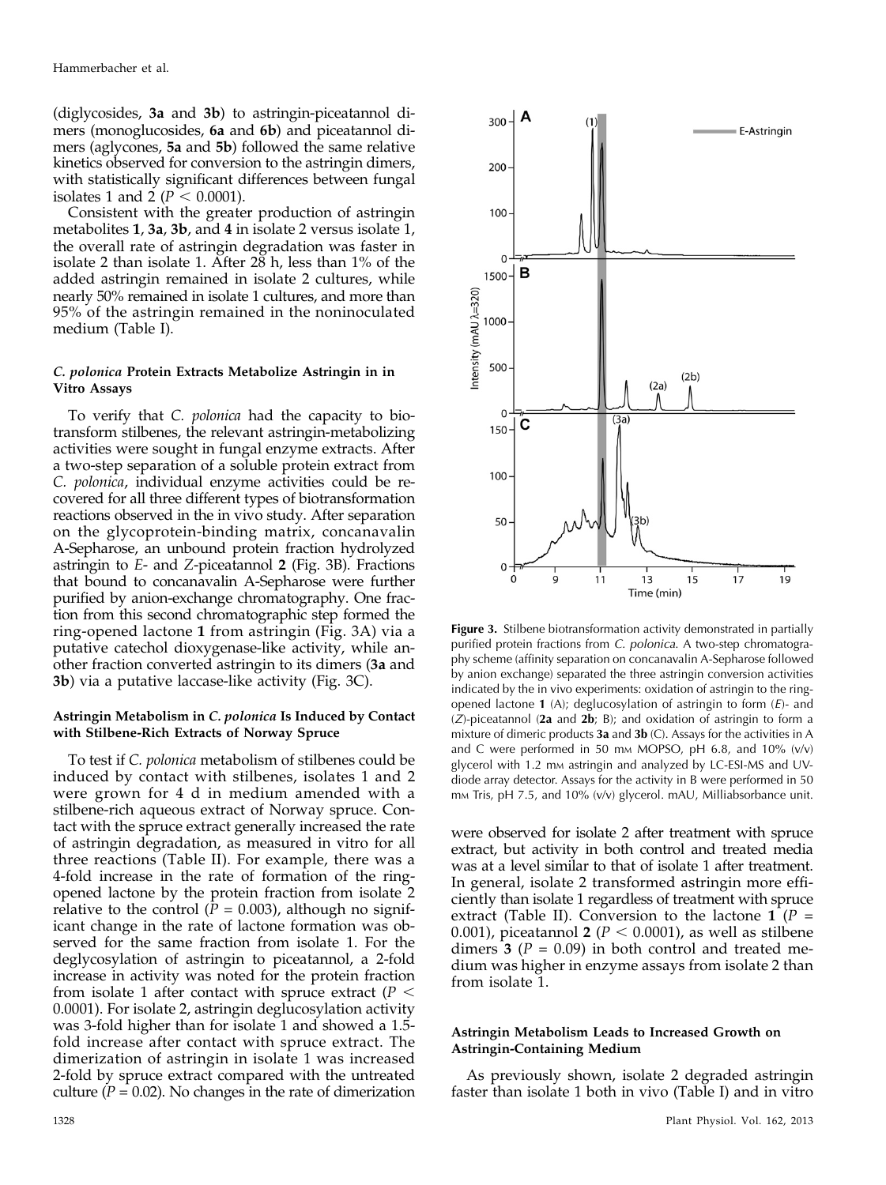(diglycosides, **3a** and **3b**) to astringin-piceatannol dimers (monoglucosides, **6a** and **6b**) and piceatannol dimers (aglycones, **5a** and **5b**) followed the same relative kinetics observed for conversion to the astringin dimers, with statistically significant differences between fungal isolates 1 and 2 ($P < 0.0001$).

Consistent with the greater production of astringin metabolites **1**, **3a**, **3b**, and **4** in isolate 2 versus isolate 1, the overall rate of astringin degradation was faster in isolate 2 than isolate 1. After 28 h, less than 1% of the added astringin remained in isolate 2 cultures, while nearly 50% remained in isolate 1 cultures, and more than 95% of the astringin remained in the noninoculated medium (Table I).

### *C. polonica* Protein Extracts Metabolize Astringin in in Vitro Assays

To verify that *C. polonica* had the capacity to biotransform stilbenes, the relevant astringin-metabolizing activities were sought in fungal enzyme extracts. After a two-step separation of a soluble protein extract from *C. polonica*, individual enzyme activities could be recovered for all three different types of biotransformation reactions observed in the in vivo study. After separation on the glycoprotein-binding matrix, concanavalin A-Sepharose, an unbound protein fraction hydrolyzed astringin to *E*- and *Z*-piceatannol **2** (Fig. 3B). Fractions that bound to concanavalin A-Sepharose were further purified by anion-exchange chromatography. One fraction from this second chromatographic step formed the ring-opened lactone **1** from astringin (Fig. 3A) via a putative catechol dioxygenase-like activity, while another fraction converted astringin to its dimers (**3a** and **3b**) via a putative laccase-like activity (Fig. 3C).

**Figure 3.** Stilbene biotransformation activity demonstrated in partially purified protein fractions from *C. polonica*. A two-step chromatography scheme (affinity separation on concanavalin A-Sepharose followed by anion exchange) separated the three astringin conversion activities indicated by the in vivo experiments: oxidation of astringin to the ring-opened lactone **1** (A); deglucosylation of astringin to form (*E*)- and (*Z*)-piceatannol (**2a** and **2b**; B); and oxidation of astringin to form a mixture of dimeric products **3a** and **3b** (C). Assays for the activities in A and C were performed in 50 mM MOPSO, pH 6.8, and 10% (v/v) glycerol with 1.2 mM astringin and analyzed by LC-ESI-MS and UV-diode array detector. Assays for the activity in B were performed in 50 mM Tris, pH 7.5, and 10% (v/v) glycerol. mAU, Milliabsorbance unit.

### Astringin Metabolism in *C. polonica* Is Induced by Contact with Stilbene-Rich Extracts of Norway Spruce

To test if *C. polonica* metabolism of stilbenes could be induced by contact with stilbenes, isolates 1 and 2 were grown for 4 d in medium amended with a stilbene-rich aqueous extract of Norway spruce. Contact with the spruce extract generally increased the rate of astringin degradation, as measured in vitro for all three reactions (Table II). For example, there was a 4-fold increase in the rate of formation of the ring-opened lactone by the protein fraction from isolate 2 relative to the control ($P = 0.003$), although no significant change in the rate of lactone formation was observed for the same fraction from isolate 1. For the deglycosylation of astringin to piceatannol, a 2-fold increase in activity was noted for the protein fraction from isolate 1 after contact with spruce extract ($P < 0.0001$). For isolate 2, astringin deglucosylation activity was 3-fold higher than for isolate 1 and showed a 1.5-fold increase after contact with spruce extract. The dimerization of astringin in isolate 1 was increased 2-fold by spruce extract compared with the untreated culture ($P = 0.02$). No changes in the rate of dimerization were observed for isolate 2 after treatment with spruce extract, but activity in both control and treated media was at a level similar to that of isolate 1 after treatment. In general, isolate 2 transformed astringin more efficiently than isolate 1 regardless of treatment with spruce extract (Table II). Conversion to the lactone **1** ($P = 0.001$), piceatannol **2** ($P < 0.0001$), as well as stilbene dimers **3** ($P = 0.09$) in both control and treated medium was higher in enzyme assays from isolate 2 than from isolate 1.

### Astringin Metabolism Leads to Increased Growth on Astringin-Containing Medium

As previously shown, isolate 2 degraded astringin faster than isolate 1 both in vivo (Table I) and in vitro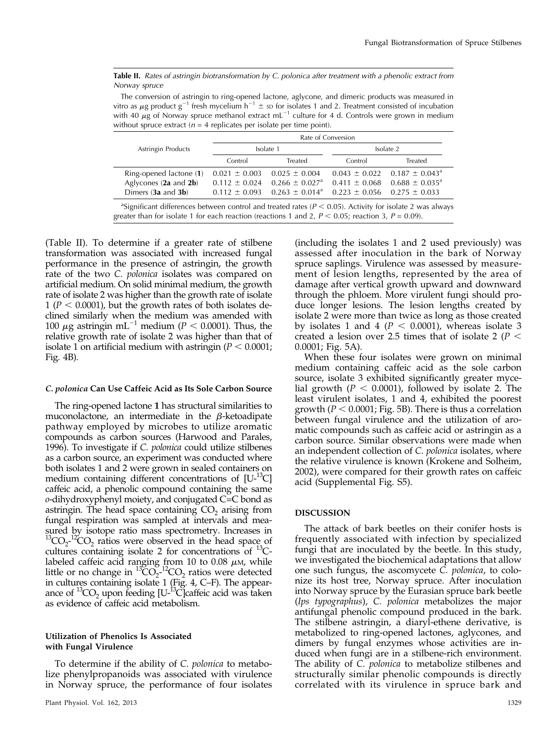**Table II.** *Rates of astringin biotransformation by C. polonica after treatment with a phenolic extract from Norway spruce*

The conversion of astringin to ring-opened lactone, aglycone, and dimeric products was measured in vitro as $\mu$g product g$^{-1}$ fresh mycelium h$^{-1}$ ± SD for isolates 1 and 2. Treatment consisted of incubation with 40 $\mu$g of Norway spruce methanol extract mL$^{-1}$ culture for 4 d. Controls were grown in medium without spruce extract ($n$ = 4 replicates per isolate per time point).

| Astringin Products | Rate of Conversion | | | |
|---|---|---|---|---|
| | Isolate 1 | | Isolate 2 | |
| | Control | Treated | Control | Treated |
| Ring-opened lactone (**1**) | 0.021 ± 0.003 | 0.025 ± 0.004 | 0.043 ± 0.022 | 0.187 ± 0.043[a] |
| Aglycones (**2a** and **2b**) | 0.112 ± 0.024 | 0.266 ± 0.027[a] | 0.411 ± 0.068 | 0.688 ± 0.035[a] |
| Dimers (**3a** and **3b**) | 0.112 ± 0.093 | 0.263 ± 0.014[a] | 0.223 ± 0.056 | 0.275 ± 0.033 |

[a]Significant differences between control and treated rates ($P < 0.05$). Activity for isolate 2 was always greater than for isolate 1 for each reaction (reactions 1 and 2, $P < 0.05$; reaction 3, $P = 0.09$).

(Table II). To determine if a greater rate of stilbene transformation was associated with increased fungal performance in the presence of astringin, the growth rate of the two *C. polonica* isolates was compared on artificial medium. On solid minimal medium, the growth rate of isolate 2 was higher than the growth rate of isolate 1 ($P < 0.0001$), but the growth rates of both isolates declined similarly when the medium was amended with 100 $\mu$g astringin mL$^{-1}$ medium ($P < 0.0001$). Thus, the relative growth rate of isolate 2 was higher than that of isolate 1 on artificial medium with astringin ($P < 0.0001$; Fig. 4B).

### *C. polonica* Can Use Caffeic Acid as Its Sole Carbon Source

The ring-opened lactone **1** has structural similarities to muconolactone, an intermediate in the $\beta$-ketoadipate pathway employed by microbes to utilize aromatic compounds as carbon sources (Harwood and Parales, 1996). To investigate if *C. polonica* could utilize stilbenes as a carbon source, an experiment was conducted where both isolates 1 and 2 were grown in sealed containers on medium containing different concentrations of [U-$^{13}$C] caffeic acid, a phenolic compound containing the same *o*-dihydroxyphenyl moiety, and conjugated C=C bond as astringin. The head space containing $CO_2$ arising from fungal respiration was sampled at intervals and measured by isotope ratio mass spectrometry. Increases in $^{13}CO_2$-$^{12}CO_2$ ratios were observed in the head space of cultures containing isolate 2 for concentrations of $^{13}$C-labeled caffeic acid ranging from 10 to 0.08 $\mu$M, while little or no change in $^{13}CO_2$-$^{12}CO_2$ ratios were detected in cultures containing isolate 1 (Fig. 4, C–F). The appearance of $^{13}CO_2$ upon feeding [U-$^{13}$C]caffeic acid was taken as evidence of caffeic acid metabolism.

### Utilization of Phenolics Is Associated with Fungal Virulence

To determine if the ability of *C. polonica* to metabolize phenylpropanoids was associated with virulence in Norway spruce, the performance of four isolates (including the isolates 1 and 2 used previously) was assessed after inoculation in the bark of Norway spruce saplings. Virulence was assessed by measurement of lesion lengths, represented by the area of damage after vertical growth upward and downward through the phloem. More virulent fungi should produce longer lesions. The lesion lengths created by isolate 2 were more than twice as long as those created by isolates 1 and 4 ($P < 0.0001$), whereas isolate 3 created a lesion over 2.5 times that of isolate 2 ($P < 0.0001$; Fig. 5A).

When these four isolates were grown on minimal medium containing caffeic acid as the sole carbon source, isolate 3 exhibited significantly greater mycelial growth ($P < 0.0001$), followed by isolate 2. The least virulent isolates, 1 and 4, exhibited the poorest growth ($P < 0.0001$; Fig. 5B). There is thus a correlation between fungal virulence and the utilization of aromatic compounds such as caffeic acid or astringin as a carbon source. Similar observations were made when an independent collection of *C. polonica* isolates, where the relative virulence is known (Krokene and Solheim, 2002), were compared for their growth rates on caffeic acid (Supplemental Fig. S5).

## DISCUSSION

The attack of bark beetles on their conifer hosts is frequently associated with infection by specialized fungi that are inoculated by the beetle. In this study, we investigated the biochemical adaptations that allow one such fungus, the ascomycete *C. polonica*, to colonize its host tree, Norway spruce. After inoculation into Norway spruce by the Eurasian spruce bark beetle (*Ips typographus*), *C. polonica* metabolizes the major antifungal phenolic compound produced in the bark. The stilbene astringin, a diaryl-ethene derivative, is metabolized to ring-opened lactones, aglycones, and dimers by fungal enzymes whose activities are induced when fungi are in a stilbene-rich environment. The ability of *C. polonica* to metabolize stilbenes and structurally similar phenolic compounds is directly correlated with its virulence in spruce bark and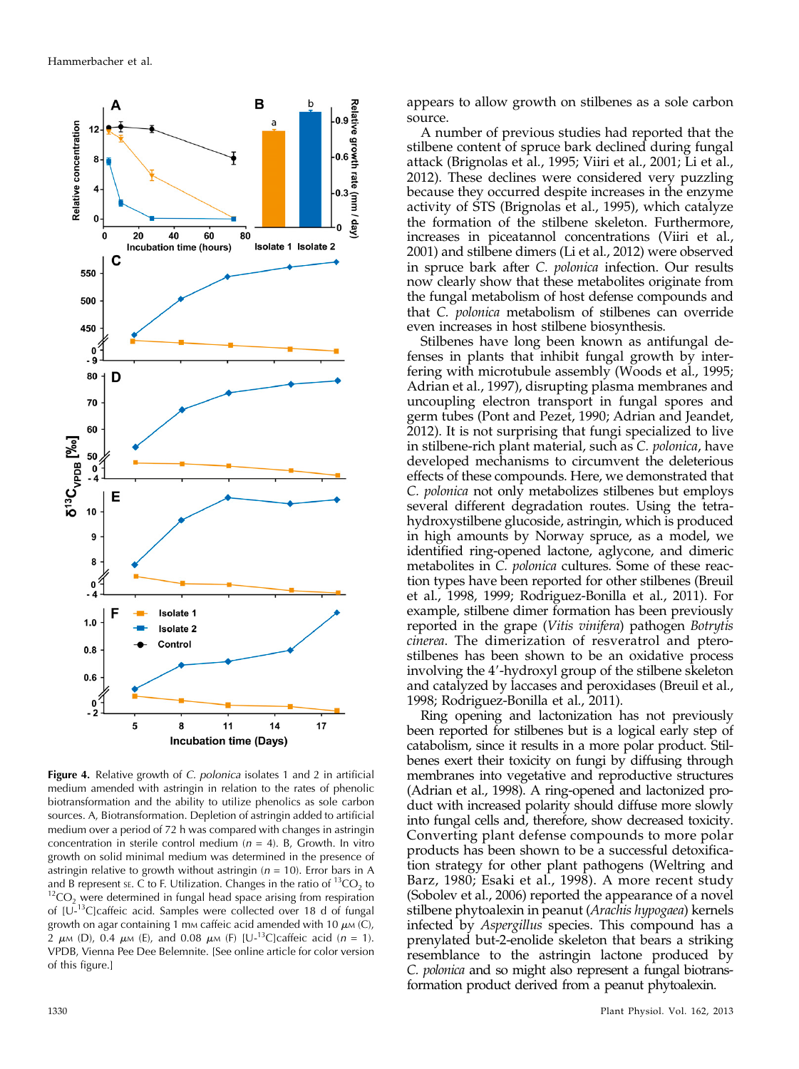**Figure 4.** Relative growth of *C. polonica* isolates 1 and 2 in artificial medium amended with astringin in relation to the rates of phenolic biotransformation and the ability to utilize phenolics as sole carbon sources. A, Biotransformation. Depletion of astringin added to artificial medium over a period of 72 h was compared with changes in astringin concentration in sterile control medium ($n = 4$). B, Growth. In vitro growth on solid minimal medium was determined in the presence of astringin relative to growth without astringin ($n = 10$). Error bars in A and B represent SE. C to F. Utilization. Changes in the ratio of $^{13}CO_2$ to $^{12}CO_2$ were determined in fungal head space arising from respiration of [U-$^{13}$C]caffeic acid. Samples were collected over 18 d of fungal growth on agar containing 1 mM caffeic acid amended with 10 $\mu$M (C), 2 $\mu$M (D), 0.4 $\mu$M (E), and 0.08 $\mu$M (F) [U-$^{13}$C]caffeic acid ($n = 1$). VPDB, Vienna Pee Dee Belemnite. [See online article for color version of this figure.]

appears to allow growth on stilbenes as a sole carbon source.

A number of previous studies had reported that the stilbene content of spruce bark declined during fungal attack (Brignolas et al., 1995; Viiri et al., 2001; Li et al., 2012). These declines were considered very puzzling because they occurred despite increases in the enzyme activity of STS (Brignolas et al., 1995), which catalyze the formation of the stilbene skeleton. Furthermore, increases in piceatannol concentrations (Viiri et al., 2001) and stilbene dimers (Li et al., 2012) were observed in spruce bark after *C. polonica* infection. Our results now clearly show that these metabolites originate from the fungal metabolism of host defense compounds and that *C. polonica* metabolism of stilbenes can override even increases in host stilbene biosynthesis.

Stilbenes have long been known as antifungal defenses in plants that inhibit fungal growth by interfering with microtubule assembly (Woods et al., 1995; Adrian et al., 1997), disrupting plasma membranes and uncoupling electron transport in fungal spores and germ tubes (Pont and Pezet, 1990; Adrian and Jeandet, 2012). It is not surprising that fungi specialized to live in stilbene-rich plant material, such as *C. polonica*, have developed mechanisms to circumvent the deleterious effects of these compounds. Here, we demonstrated that *C. polonica* not only metabolizes stilbenes but employs several different degradation routes. Using the tetrahydroxystilbene glucoside, astringin, which is produced in high amounts by Norway spruce, as a model, we identified ring-opened lactone, aglycone, and dimeric metabolites in *C. polonica* cultures. Some of these reaction types have been reported for other stilbenes (Breuil et al., 1998, 1999; Rodriguez-Bonilla et al., 2011). For example, stilbene dimer formation has been previously reported in the grape (*Vitis vinifera*) pathogen *Botrytis cinerea*. The formation of resveratrol and pterostilbenes has been shown to be an oxidative process involving the 4′-hydroxyl group of the stilbene skeleton and catalyzed by laccases and peroxidases (Breuil et al., 1998; Rodriguez-Bonilla et al., 2011).

Ring opening and lactonization has not previously been reported for stilbenes but is a logical early step of catabolism, since it results in a more polar product. Stilbenes exert their toxicity on fungi by diffusing through membranes into vegetative and reproductive structures (Adrian et al., 1998). A ring-opened and lactonized product with increased polarity should diffuse more slowly into fungal cells and, therefore, show decreased toxicity. Converting plant defense compounds to more polar products has been shown to be a successful detoxification strategy for other plant pathogens (Weltring and Barz, 1980; Esaki et al., 1998). A more recent study (Sobolev et al., 2006) reported the appearance of a novel stilbene phytoalexin in peanut (*Arachis hypogaea*) kernels infected by *Aspergillus* species. This compound has a prenylated but-2-enolide skeleton that bears a striking resemblance to the astringin lactone produced by *C. polonica* and so might also represent a fungal biotransformation product derived from a peanut phytoalexin.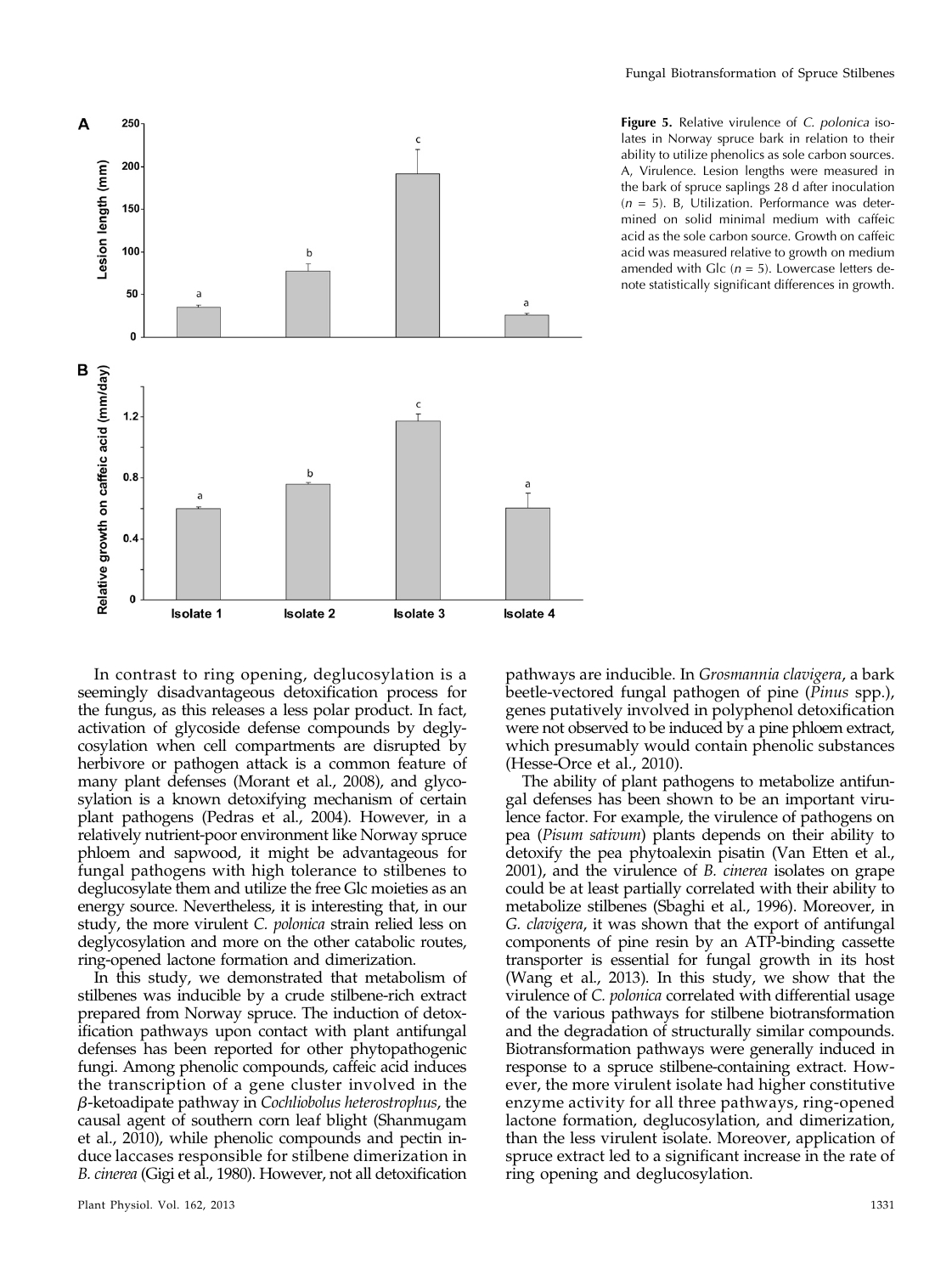**Figure 5.** Relative virulence of *C. polonica* isolates in Norway spruce bark in relation to their ability to utilize phenolics as sole carbon sources. A, Virulence. Lesion lengths were measured in the bark of spruce saplings 28 d after inoculation ($n = 5$). B, Utilization. Performance was determined on solid minimal medium with caffeic acid as the sole carbon source. Growth on caffeic acid was measured relative to growth on medium amended with Glc ($n = 5$). Lowercase letters denote statistically significant differences in growth.

In contrast to ring opening, deglucosylation is a seemingly disadvantageous detoxification process for the fungus, as this releases a less polar product. In fact, activation of glycoside defense compounds by deglycosylation when cell compartments are disrupted by herbivore or pathogen attack is a common feature of many plant defenses (Morant et al., 2008), and glycosylation is a known detoxifying mechanism of certain plant pathogens (Pedras et al., 2004). However, in a relatively nutrient-poor environment like Norway spruce phloem and sapwood, it might be advantageous for fungal pathogens with high tolerance to stilbenes to deglucosylate them and utilize the free Glc moieties as an energy source. Nevertheless, it is interesting that, in our study, the more virulent *C. polonica* strain relied less on deglycosylation and more on the other catabolic routes, ring-opened lactone formation and dimerization.

In this study, we demonstrated that metabolism of stilbenes was inducible by a crude stilbene-rich extract prepared from Norway spruce. The induction of detoxification pathways upon contact with plant antifungal defenses has been reported for other phytopathogenic fungi. Among phenolic compounds, caffeic acid induces the transcription of a gene cluster involved in the $\beta$-ketoadipate pathway in *Cochliobolus heterostrophus*, the causal agent of southern corn leaf blight (Shanmugam et al., 2010), while phenolic compounds and pectin induce laccases responsible for stilbene dimerization in *B. cinerea* (Gigi et al., 1980). However, not all detoxification pathways are inducible. In *Grosmannia clavigera*, a bark beetle-vectored fungal pathogen of pine (*Pinus* spp.), genes putatively involved in polyphenol detoxification were not observed to be induced by a pine phloem extract, which presumably would contain phenolic substances (Hesse-Orce et al., 2010).

The ability of plant pathogens to metabolize antifungal defenses has been shown to be an important virulence factor. For example, the virulence of pathogens on pea (*Pisum sativum*) plants depends on their ability to detoxify the pea phytoalexin pisatin (Van Etten et al., 2001), and the virulence of *B. cinerea* isolates on grape could be at least partially correlated with their ability to metabolize stilbenes (Sbaghi et al., 1996). Moreover, in *G. clavigera*, it was shown that the export of antifungal components of pine resin by an ATP-binding cassette transporter is essential for fungal growth in its host (Wang et al., 2013). In this study, we show that the virulence of *C. polonica* correlated with differential usage of the various pathways for stilbene biotransformation and the degradation of structurally similar compounds. Biotransformation pathways were generally induced in response to a spruce stilbene-containing extract. However, the more virulent isolate had higher constitutive enzyme activity for all three pathways, ring-opened lactone formation, deglucosylation, and dimerization, than the less virulent isolate. Moreover, application of spruce extract led to a significant increase in the rate of ring opening and deglucosylation.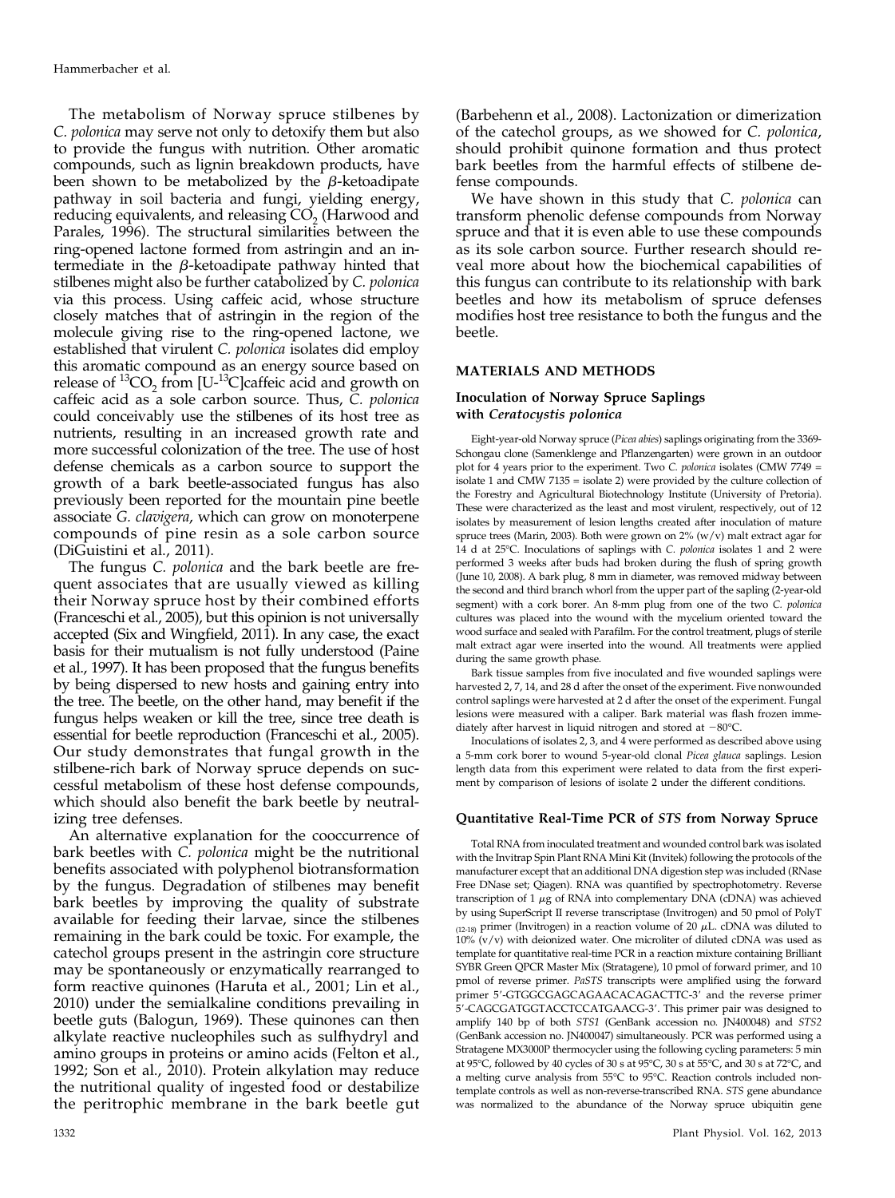The metabolism of Norway spruce stilbenes by *C. polonica* may serve not only to detoxify them but also to provide the fungus with nutrition. Other aromatic compounds, such as lignin breakdown products, have been shown to be metabolized by the β-ketoadipate pathway in soil bacteria and fungi, yielding energy, reducing equivalents, and releasing $CO_2$ (Harwood and Parales, 1996). The structural similarities between the ring-opened lactone formed from astringin and an intermediate in the β-ketoadipate pathway hinted that stilbenes might also be further catabolized by *C. polonica* via this process. Using caffeic acid, whose structure closely matches that of astringin in the region of the molecule giving rise to the ring-opened lactone, we established that virulent *C. polonica* isolates did employ this aromatic compound as an energy source based on release of $^{13}CO_2$ from [U-$^{13}$C]caffeic acid and growth on caffeic acid as a sole carbon source. Thus, *C. polonica* could conceivably use the stilbenes of its host tree as nutrients, resulting in an increased growth rate and more successful colonization of the tree. The use of host defense chemicals as a carbon source to support the growth of a bark beetle-associated fungus has also previously been reported for the mountain pine beetle associate *G. clavigera*, which can grow on monoterpene compounds of pine resin as a sole carbon source (DiGuistini et al., 2011).

The fungus *C. polonica* and the bark beetle are frequent associates that are usually viewed as killing their Norway spruce host by their combined efforts (Franceschi et al., 2005), but this opinion is not universally accepted (Six and Wingfield, 2011). In any case, the exact basis for their mutualism is not fully understood (Paine et al., 1997). It has been proposed that the fungus benefits by being dispersed to new hosts and gaining entry into the tree. The beetle, on the other hand, may benefit if the fungus helps weaken or kill the tree, since tree death is essential for beetle reproduction (Franceschi et al., 2005). Our study demonstrates that fungal growth in the stilbene-rich bark of Norway spruce depends on successful metabolism of these host defense compounds, which should also benefit the bark beetle by neutralizing tree defenses.

An alternative explanation for the cooccurrence of bark beetles with *C. polonica* might be the nutritional benefits associated with polyphenol biotransformation by the fungus. Degradation of stilbenes may benefit bark beetles by improving the quality of substrate available for feeding their larvae, since the stilbenes remaining in the bark could be toxic. For example, the catechol groups present in the astringin core structure may be spontaneously or enzymatically rearranged to form reactive quinones (Haruta et al., 2001; Lin et al., 2010) under the semialkaline conditions prevailing in beetle guts (Balogun, 1969). These quinones can then alkylate reactive nucleophiles such as sulfhydryl and amino groups in proteins or amino acids (Felton et al., 1992; Son et al., 2010). Protein alkylation may reduce the nutritional quality of ingested food or destabilize the peritrophic membrane in the bark beetle gut (Barbehenn et al., 2008). Lactonization or dimerization of the catechol groups, as we showed for *C. polonica*, should prohibit quinone formation and thus protect bark beetles from the harmful effects of stilbene defense compounds.

We have shown in this study that *C. polonica* can transform phenolic defense compounds from Norway spruce and that it is even able to use these compounds as its sole carbon source. Further research should reveal more about how the biochemical capabilities of this fungus can contribute to its relationship with bark beetles and how its metabolism of spruce defenses modifies host tree resistance to both the fungus and the beetle.

## MATERIALS AND METHODS

### Inoculation of Norway Spruce Saplings with *Ceratocystis polonica*

Eight-year-old Norway spruce (*Picea abies*) saplings originating from the 3369-Schongau clone (Samenklenge and Pflanzengarten) were grown in an outdoor plot for 4 years prior to the experiment. Two *C. polonica* isolates (CMW 7749 = isolate 1 and CMW 7135 = isolate 2) were provided by the culture collection of the Forestry and Agricultural Biotechnology Institute (University of Pretoria). These were characterized as the least and most virulent, respectively, out of 12 isolates by measurement of lesion lengths created after inoculation of mature spruce trees (Marin, 2003). Both were grown on 2% (w/v) malt extract agar for 14 d at 25°C. Inoculations of saplings with *C. polonica* isolates 1 and 2 were performed 3 weeks after buds had broken during the flush of spring growth (June 10, 2008). A bark plug, 8 mm in diameter, was removed midway between the second and third branch whorl from the upper part of the sapling (2-year-old segment) with a cork borer. An 8-mm plug from one of the two *C. polonica* cultures was placed into the wound with the mycelium oriented toward the wood surface and sealed with Parafilm. For the control treatment, plugs of sterile malt extract agar were inserted into the wound. All treatments were applied during the same growth phase.

Bark tissue samples from five inoculated and five wounded saplings were harvested 2, 7, 14, and 28 d after the onset of the experiment. Five nonwounded control saplings were harvested at 2 d after the onset of the experiment. Fungal lesions were measured with a caliper. Bark material was flash frozen immediately after harvest in liquid nitrogen and stored at −80°C.

Inoculations of isolates 2, 3, and 4 were performed as described above using a 5-mm cork borer to wound 5-year-old clonal *Picea glauca* saplings. Lesion length data from this experiment were related to data from the first experiment by comparison of lesions of isolate 2 under the different conditions.

### Quantitative Real-Time PCR of *STS* from Norway Spruce

Total RNA from inoculated treatment and wounded control bark was isolated with the Invitrap Spin Plant RNA Mini Kit (Invitek) following the protocols of the manufacturer except that an additional DNA digestion step was included (RNase Free DNase set; Qiagen). RNA was quantified by spectrophotometry. Reverse transcription of 1 μg of RNA into complementary DNA (cDNA) was achieved by using SuperScript II reverse transcriptase (Invitrogen) and 50 pmol of PolyT $_{(12\text{-}18)}$ primer (Invitrogen) in a reaction volume of 20 μL. cDNA was diluted to 10% (v/v) with deionized water. One microliter of diluted cDNA was used as template for quantitative real-time PCR in a reaction mixture containing Brilliant SYBR Green QPCR Master Mix (Stratagene), 10 pmol of forward primer, and 10 pmol of reverse primer. *PaSTS* transcripts were amplified using the forward primer 5′-GTGGCGAGCAGAACACAGACTTC-3′ and the reverse primer 5′-CAGCGATGGTACCTCCATGAACG-3′. This primer pair was designed to amplify 140 bp of both *STS1* (GenBank accession no. JN400048) and *STS2* (GenBank accession no. JN400047) simultaneously. PCR was performed using a Stratagene MX3000P thermocycler using the following cycling parameters: 5 min at 95°C, followed by 40 cycles of 30 s at 95°C, 30 s at 55°C, and 30 s at 72°C, and a melting curve analysis from 55°C to 95°C. Reaction controls included nontemplate controls as well as non-reverse-transcribed RNA. *STS* gene abundance was normalized to the abundance of the Norway spruce ubiquitin gene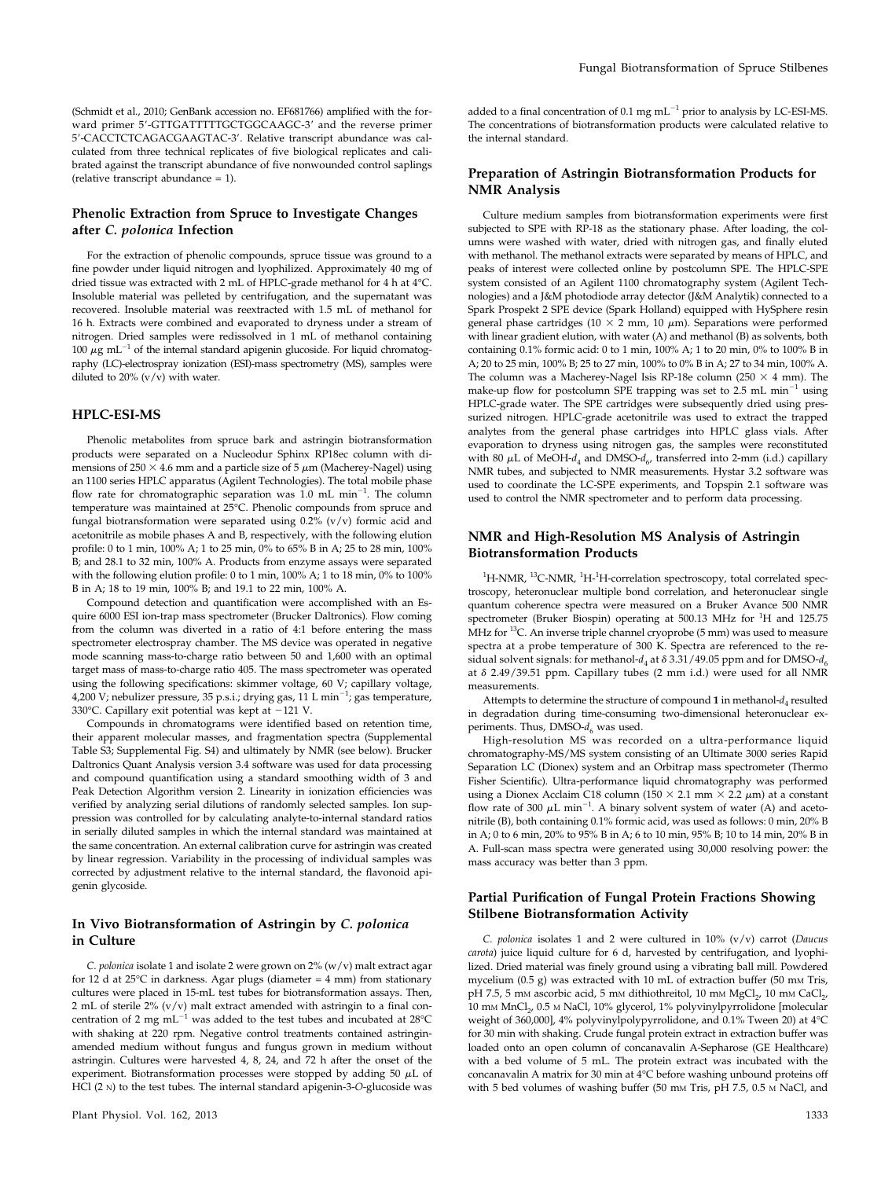(Schmidt et al., 2010; GenBank accession no. EF681766) amplified with the forward primer 5′-GTTGATTTTTGCTGGCAAGC-3′ and the reverse primer 5′-CACCTCTCAGACGAAGTAC-3′. Relative transcript abundance was calculated from three technical replicates of five biological replicates and calibrated against the transcript abundance of five nonwounded control saplings (relative transcript abundance = 1).

### Phenolic Extraction from Spruce to Investigate Changes after *C. polonica* Infection

For the extraction of phenolic compounds, spruce tissue was ground to a fine powder under liquid nitrogen and lyophilized. Approximately 40 mg of dried tissue was extracted with 2 mL of HPLC-grade methanol for 4 h at 4°C. Insoluble material was pelleted by centrifugation, and the supernatant was recovered. Insoluble material was reextracted with 1.5 mL of methanol for 16 h. Extracts were combined and evaporated to dryness under a stream of nitrogen. Dried samples were redissolved in 1 mL of methanol containing 100 $\mu$g mL$^{-1}$ of the internal standard apigenin glucoside. For liquid chromatography (LC)-electrospray ionization (ESI)-mass spectrometry (MS), samples were diluted to 20% (v/v) with water.

### HPLC-ESI-MS

Phenolic metabolites from spruce bark and astringin biotransformation products were separated on a Nucleodur Sphinx RP18ec column with dimensions of 250 × 4.6 mm and a particle size of 5 $\mu$m (Macherey-Nagel) using an 1100 series HPLC apparatus (Agilent Technologies). The total mobile phase flow rate for chromatographic separation was 1.0 mL min$^{-1}$. The column temperature was maintained at 25°C. Phenolic compounds from spruce and fungal biotransformation were separated using 0.2% (v/v) formic acid and acetonitrile as mobile phases A and B, respectively, with the following elution profile: 0 to 1 min, 100% A; 1 to 25 min, 0% to 65% B in A; 25 to 28 min, 100% B; and 28.1 to 32 min, 100% A. Products from enzyme assays were separated with the following elution profile: 0 to 1 min, 100% A; 1 to 18 min, 0% to 100% B in A; 18 to 19 min, 100% B; and 19.1 to 22 min, 100% A.

Compound detection and quantification were accomplished with an Esquire 6000 ESI ion-trap mass spectrometer (Brucker Daltronics). Flow coming from the column was diverted in a ratio of 4:1 before entering the mass spectrometer electrospray chamber. The MS device was operated in negative mode scanning mass-to-charge ratio between 50 and 1,600 with an optimal target mass of mass-to-charge ratio 405. The mass spectrometer was operated using the following specifications: skimmer voltage, 60 V; capillary voltage, 4,200 V; nebulizer pressure, 35 p.s.i.; drying gas, 11 L min$^{-1}$; gas temperature, 330°C. Capillary exit potential was kept at −121 V.

Compounds in chromatograms were identified based on retention time, their apparent molecular masses, and fragmentation spectra (Supplemental Table S3; Supplemental Fig. S4) and ultimately by NMR (see below). Brucker Daltronics Quant Analysis version 3.4 software was used for data processing and compound quantification using a standard smoothing width of 3 and Peak Detection Algorithm version 2. Linearity in ionization efficiencies was verified by analyzing serial dilutions of randomly selected samples. Ion suppression was controlled for by calculating analyte-to-internal standard ratios in serially diluted samples in which the internal standard was maintained at the same concentration. An external calibration curve for astringin was created by linear regression. Variability in the processing of individual samples was corrected by adjustment relative to the internal standard, the flavonoid apigenin glycoside.

### In Vivo Biotransformation of Astringin by *C. polonica* in Culture

*C. polonica* isolate 1 and isolate 2 were grown on 2% (w/v) malt extract agar for 12 d at 25°C in darkness. Agar plugs (diameter = 4 mm) from stationary cultures were placed in 15-mL test tubes for biotransformation assays. Then, 2 mL of sterile 2% (v/v) malt extract amended with astringin to a final concentration of 2 mg mL$^{-1}$ was added to the test tubes and incubated at 28°C with shaking at 220 rpm. Negative control treatments contained astringin-amended medium without fungus and fungus grown in medium without astringin. Cultures were harvested 4, 8, 24, and 72 h after the onset of the experiment. Biotransformation processes were stopped by adding 50 $\mu$L of HCl (2 N) to the test tubes. The internal standard apigenin-3-*O*-glucoside was added to a final concentration of 0.1 mg mL$^{-1}$ prior to analysis by LC-ESI-MS. The concentrations of biotransformation products were calculated relative to the internal standard.

### Preparation of Astringin Biotransformation Products for NMR Analysis

Culture medium samples from biotransformation experiments were first subjected to SPE with RP-18 as the stationary phase. After loading, the columns were washed with water, dried with nitrogen gas, and finally eluted with methanol. The methanol extracts were separated by means of HPLC, and peaks of interest were collected online by postcolumn SPE. The HPLC-SPE system consisted of an Agilent 1100 chromatography system (Agilent Technologies) and a J&M photodiode array detector (J&M Analytik) connected to a Spark Prospekt 2 SPE device (Spark Holland) equipped with HySphere resin general phase cartridges (10 × 2 mm, 10 $\mu$m). Separations were performed with linear gradient elution, with water (A) and methanol (B) as solvents, both containing 0.1% formic acid: 0 to 1 min, 100% A; 1 to 20 min, 0% to 100% B in A; 20 to 25 min, 100% B; 25 to 27 min, 100% to 0% B in A; 27 to 34 min, 100% A. The column was a Macherey-Nagel Isis RP-18e column (250 × 4 mm). The make-up flow for postcolumn SPE trapping was set to 2.5 mL min$^{-1}$ using HPLC-grade water. The SPE cartridges were subsequently dried using pressurized nitrogen. HPLC-grade acetonitrile was used to extract the trapped analytes from the general phase cartridges into HPLC glass vials. After evaporation to dryness using nitrogen gas, the samples were reconstituted with 80 $\mu$L of MeOH-$d_4$ and DMSO-$d_6$, transferred into 2-mm (i.d.) capillary NMR tubes, and subjected to NMR measurements. Hystar 3.2 software was used to coordinate the LC-SPE experiments, and Topspin 2.1 software was used to control the NMR spectrometer and to perform data processing.

### NMR and High-Resolution MS Analysis of Astringin Biotransformation Products

$^{1}$H-NMR, $^{13}$C-NMR, $^{1}$H-$^{1}$H-correlation spectroscopy, total correlated spectroscopy, heteronuclear multiple bond correlation, and heteronuclear single quantum coherence spectra were measured on a Bruker Avance 500 NMR spectrometer (Bruker Biospin) operating at 500.13 MHz for $^{1}$H and 125.75 MHz for $^{13}$C. An inverse triple channel cryoprobe (5 mm) was used to measure spectra at a probe temperature of 300 K. Spectra are referenced to the residual solvent signals: for methanol-$d_4$ at $\delta$ 3.31/49.05 ppm and for DMSO-$d_6$ at $\delta$ 2.49/39.51 ppm. Capillary tubes (2 mm i.d.) were used for all NMR measurements.

Attempts to determine the structure of compound **1** in methanol-$d_4$ resulted in degradation during time-consuming two-dimensional heteronuclear experiments. Thus, DMSO-$d_6$ was used.

High-resolution MS was recorded on a ultra-performance liquid chromatography-MS/MS system consisting of an Ultimate 3000 series Rapid Separation LC (Dionex) system and an Orbitrap mass spectrometer (Thermo Fisher Scientific). Ultra-performance liquid chromatography was performed using a Dionex Acclaim C18 column (150 × 2.1 mm × 2.2 $\mu$m) at a constant flow rate of 300 $\mu$L min$^{-1}$. A binary solvent system of water (A) and acetonitrile (B), both containing 0.1% formic acid, was used as follows: 0 min, 20% B in A; 0 to 6 min, 20% to 95% B in A; 6 to 10 min, 95% B; 10 to 14 min, 20% B in A. Full-scan mass spectra were generated using 30,000 resolving power: the mass accuracy was better than 3 ppm.

### Partial Purification of Fungal Protein Fractions Showing Stilbene Biotransformation Activity

*C. polonica* isolates 1 and 2 were cultured in 10% (v/v) carrot (*Daucus carota*) juice liquid culture for 6 d, harvested by centrifugation, and lyophilized. Dried material was finely ground using a vibrating ball mill. Powdered mycelium (0.5 g) was extracted with 10 mL of extraction buffer (50 mM Tris, pH 7.5, 5 mM ascorbic acid, 5 mM dithiothreitol, 10 mM $MgCl_2$, 10 mM $CaCl_2$, 10 mM $MnCl_2$, 0.5 M NaCl, 10% glycerol, 1% polyvinylpyrrolidone [molecular weight of 360,000], 4% polyvinylpolypyrrolidone, and 0.1% Tween 20) at 4°C for 30 min with shaking. Crude fungal protein extract in extraction buffer was loaded onto an open column of concanavalin A-Sepharose (GE Healthcare) with a bed volume of 5 mL. The protein extract was incubated with the concanavalin A matrix for 30 min at 4°C before washing unbound proteins off with 5 bed volumes of washing buffer (50 mM Tris, pH 7.5, 0.5 M NaCl, and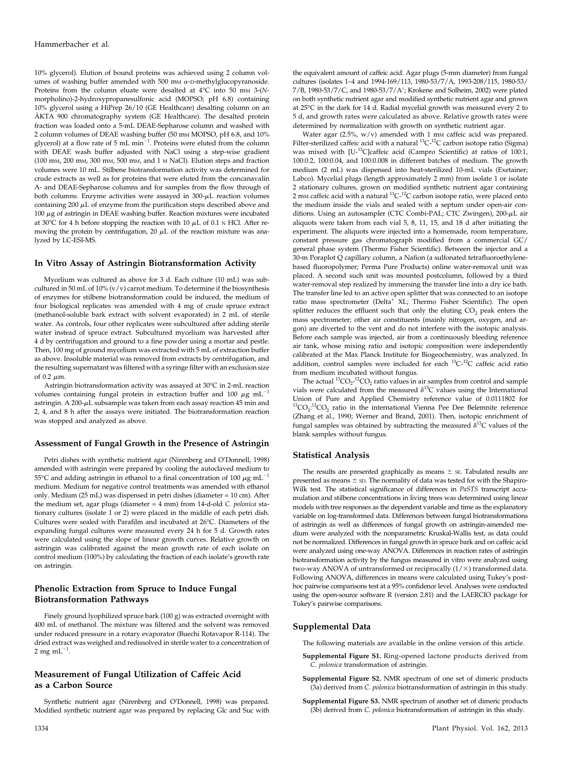10% glycerol). Elution of bound proteins was achieved using 2 column volumes of washing buffer amended with 500 mM α-D-methylglucopyranoside. Proteins from the column eluate were desalted at 4°C into 50 mM 3-(N-morpholino)-2-hydroxypropanesulfonic acid (MOPSO; pH 6.8) containing 10% glycerol using a HiPrep 26/10 (GE Healthcare) desalting column on an ÄKTA 900 chromatography system (GE Healthcare). The desalted protein fraction was loaded onto a 5-mL DEAE-Sepharose column and washed with 2 column volumes of DEAE washing buffer (50 mM MOPSO, pH 6.8, and 10% glycerol) at a flow rate of 5 mL $min^{-1}$. Proteins were eluted from the column with DEAE wash buffer adjusted with NaCl using a step-wise gradient (100 mM, 200 mM, 300 mM, 500 mM, and 1 M NaCl). Elution steps and fraction volumes were 10 mL. Stilbene biotransformation activity was determined for crude extracts as well as for proteins that were eluted from the concanavalin A- and DEAE-Sepharose columns and for samples from the flow through of both columns. Enzyme activities were assayed in 300-μL reaction volumes containing 200 μL of enzyme from the purification steps described above and 100 μg of astringin in DEAE washing buffer. Reaction mixtures were incubated at 30°C for 4 h before stopping the reaction with 10 μL of 0.1 N HCl. After removing the protein by centrifugation, 20 μL of the reaction mixture was analyzed by LC-ESI-MS.

## In Vitro Assay of Astringin Biotransformation Activity

Mycelium was cultured as above for 3 d. Each culture (10 mL) was subcultured in 50 mL of 10% (v/v) carrot medium. To determine if the biosynthesis of enzymes for stilbene biotransformation could be induced, the medium of four biological replicates was amended with 4 mg of crude spruce extract (methanol-soluble bark extract with solvent evaporated) in 2 mL of sterile water. As controls, four other replicates were subcultured after adding sterile water instead of spruce extract. Subcultured mycelium was harvested after 4 d by centrifugation and ground to a fine powder using a mortar and pestle. Then, 100 mg of ground mycelium was extracted with 5 mL of extraction buffer as above. Insoluble material was removed from extracts by centrifugation, and the resulting supernatant was filtered with a syringe filter with an exclusion size of 0.2 μm.

Astringin biotransformation activity was assayed at 30°C in 2-mL reaction volumes containing fungal protein in extraction buffer and 100 μg $mL^{-1}$ astringin. A 200-μL subsample was taken from each assay reaction 45 min and 2, 4, and 8 h after the assays were initiated. The biotransformation reaction was stopped and analyzed as above.

## Assessment of Fungal Growth in the Presence of Astringin

Petri dishes with synthetic nutrient agar (Nirenberg and O'Donnell, 1998) amended with astringin were prepared by cooling the autoclaved medium to 55°C and adding astringin in ethanol to a final concentration of 100 μg $mL^{-1}$ medium. Medium for negative control treatments was amended with ethanol only. Medium (25 mL) was dispensed in petri dishes (diameter = 10 cm). After the medium set, agar plugs (diameter = 4 mm) from 14-d-old *C. polonica* stationary cultures (isolate 1 or 2) were placed in the middle of each petri dish. Cultures were sealed with Parafilm and incubated at 26°C. Diameters of the expanding fungal cultures were measured every 24 h for 5 d. Growth rates were calculated using the slope of linear growth curves. Relative growth on astringin was calibrated against the mean growth rate of each isolate on control medium (100%) by calculating the fraction of each isolate's growth rate on astringin.

## Phenolic Extraction from Spruce to Induce Fungal Biotransformation Pathways

Finely ground lyophilized spruce bark (100 g) was extracted overnight with 400 mL of methanol. The mixture was filtered and the solvent was removed under reduced pressure in a rotary evaporator (Buechi Rotavapor R-114). The dried extract was weighed and redissolved in sterile water to a concentration of 2 mg $mL^{-1}$.

## Measurement of Fungal Utilization of Caffeic Acid as a Carbon Source

Synthetic nutrient agar (Nirenberg and O'Donnell, 1998) was prepared. Modified synthetic nutrient agar was prepared by replacing Glc and Suc with the equivalent amount of caffeic acid. Agar plugs (5-mm diameter) from fungal cultures (isolates 1–4 and 1994-169/113, 1980-53/7/A, 1993-208/115, 1980-53/7/B, 1980-53/7/C, and 1980-53/7/A'; Krokene and Solheim, 2002) were plated on both synthetic nutrient agar and modified synthetic nutrient agar and grown at 25°C in the dark for 14 d. Radial mycelial growth was measured every 2 to 5 d, and growth rates were calculated as above. Relative growth rates were determined by normalization with growth on synthetic nutrient agar.

Water agar (2.5%, w/v) amended with 1 mM caffeic acid was prepared. Filter-sterilized caffeic acid with a natural $^{13}C$-$^{12}C$ carbon isotope ratio (Sigma) was mixed with [U-$^{13}C$]caffeic acid (Campro Scientific) at ratios of 100:1, 100:0.2, 100:0.04, and 100:0.008 in different batches of medium. The growth medium (2 mL) was dispensed into heat-sterilized 10-mL vials (Exetainer; Labco). Mycelial plugs (length approximately 2 mm) from isolate 1 or isolate 2 stationary cultures, grown on modified synthetic nutrient agar containing 2 mM caffeic acid with a natural $^{13}C$-$^{12}C$ carbon isotope ratio, were placed onto the medium inside the vials and sealed with a septum under open-air conditions. Using an autosampler (CTC Combi-PAL; CTC Zwingen), 200-μL air aliquots were taken from each vial 5, 8, 11, 15, and 18 d after initiating the experiment. The aliquots were injected into a homemade, room temperature, constant pressure gas chromatograph modified from a commercial GC/general phase system (Thermo Fisher Scientific). Between the injector and a 30-m Poraplot Q capillary column, a Nafion (a sulfonated tetrafluoroethylene-based fluoropolymer; Perma Pure Products) online water-removal unit was placed. A second such unit was mounted postcolumn, followed by a third water-removal step realized by immersing the transfer line into a dry ice bath. The transfer line led to an active open splitter that was connected to an isotope ratio mass spectrometer (Delta+ XL; Thermo Fisher Scientific). The open splitter reduces the effluent such that only the eluting $CO_2$ peak enters the mass spectrometer; other air constituents (mainly nitrogen, oxygen, and argon) are diverted to the vent and do not interfere with the isotopic analysis. Before each sample was injected, air from a continuously bleeding reference air tank, whose mixing ratio and isotopic composition were independently calibrated at the Max Planck Institute for Biogeochemistry, was analyzed. In addition, control samples were included for each $^{13}C$-$^{12}C$ caffeic acid ratio from medium incubated without fungus.

The actual $^{13}CO_2$-$^{12}CO_2$ ratio values in air samples from control and sample vials were calculated from the measured $\delta^{13}C$ values using the International Union of Pure and Applied Chemistry reference value of 0.0111802 for $^{13}CO_2$:$^{12}CO_2$ ratio in the international Vienna Pee Dee Belemnite reference (Zhang et al., 1990; Werner and Brand, 2001). Then, isotopic enrichment of fungal samples was obtained by subtracting the measured $\delta^{13}C$ values of the blank samples without fungus.

## Statistical Analysis

The results are presented graphically as means ± SE. Tabulated results are presented as means ± SD. The normality of data was tested for with the Shapiro-Wilk test. The statistical significance of differences in *PaSTS* transcript accumulation and stilbene concentrations in living trees were determined using linear models with tree responses as the dependent variable and time as the explanatory variable on log-transformed data. Differences between fungal biotransformations of astringin as well as differences of fungal growth on astringin-amended medium were analyzed with the nonparametric Kruskal-Wallis test, as data could not be normalized. Differences in fungal growth in spruce bark and on caffeic acid were analyzed using one-way ANOVA. Differences in reaction rates of astringin biotransformation activity by the fungus measured in vitro were analyzed using two-way ANOVA of untransformed or reciprocally (1/×) transformed data. Following ANOVA, differences in means were calculated using Tukey's post-hoc pairwise comparisons test at a 95% confidence level. Analyses were conducted using the open-source software R (version 2.81) and the LAERCIO package for Tukey's pairwise comparisons.

## Supplemental Data

The following materials are available in the online version of this article.

**Supplemental Figure S1.** Ring-opened lactone products derived from *C. polonica* transformation of astringin.

**Supplemental Figure S2.** NMR spectrum of one set of dimeric products (3a) derived from *C. polonica* biotransformation of astringin in this study.

**Supplemental Figure S3.** NMR spectrum of another set of dimeric products (3b) derived from *C. polonica* biotransformation of astringin in this study.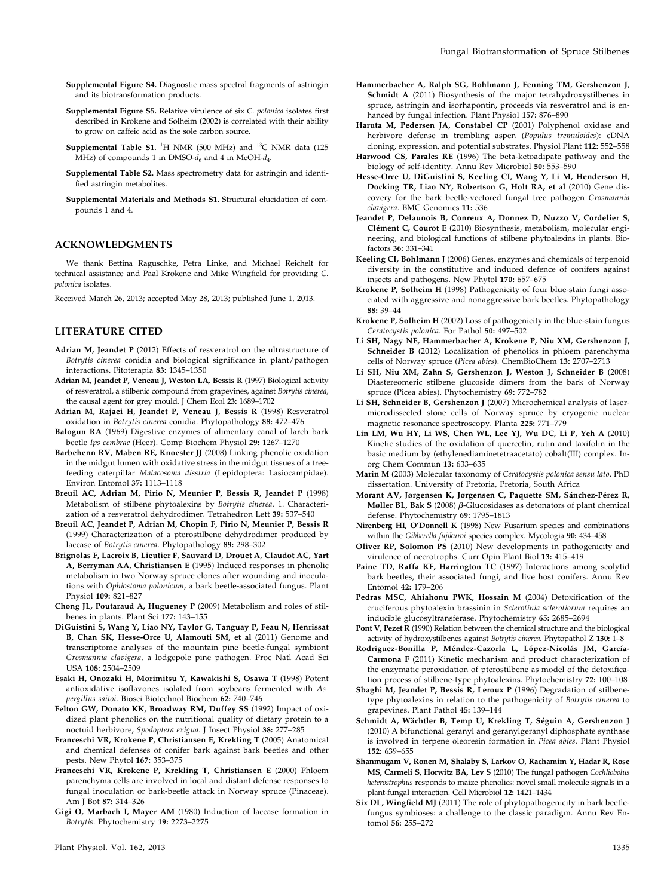**Supplemental Figure S4.** Diagnostic mass spectral fragments of astringin and its biotransformation products.

**Supplemental Figure S5.** Relative virulence of six *C. polonica* isolates first described in Krokene and Solheim (2002) is correlated with their ability to grow on caffeic acid as the sole carbon source.

**Supplemental Table S1.** $^{1}$H NMR (500 MHz) and $^{13}$C NMR data (125 MHz) of compounds 1 in DMSO-$d_6$ and 4 in MeOH-$d_4$.

**Supplemental Table S2.** Mass spectrometry data for astringin and identified astringin metabolites.

**Supplemental Materials and Methods S1.** Structural elucidation of compounds 1 and 4.

## ACKNOWLEDGMENTS

We thank Bettina Raguschke, Petra Linke, and Michael Reichelt for technical assistance and Paal Krokene and Mike Wingfield for providing *C. polonica* isolates.

Received March 26, 2013; accepted May 28, 2013; published June 1, 2013.

## LITERATURE CITED

**Adrian M, Jeandet P** (2012) Effects of resveratrol on the ultrastructure of *Botrytis cinerea* conidia and biological significance in plant/pathogen interactions. Fitoterapia **83:** 1345–1350

**Adrian M, Jeandet P, Veneau J, Weston LA, Bessis R** (1997) Biological activity of resveratrol, a stilbenic compound from grapevines, against *Botrytis cinerea*, the causal agent for grey mould. J Chem Ecol **23:** 1689–1702

**Adrian M, Rajaei H, Jeandet P, Veneau J, Bessis R** (1998) Resveratrol oxidation in *Botrytis cinerea* conidia. Phytopathology **88:** 472–476

**Balogun RA** (1969) Digestive enzymes of alimentary canal of larch bark beetle *Ips cembrae* (Heer). Comp Biochem Physiol **29:** 1267–1270

**Barbehenn RV, Maben RE, Knoester JJ** (2008) Linking phenolic oxidation in the midgut lumen with oxidative stress in the midgut tissues of a tree-feeding caterpillar *Malacosoma disstria* (Lepidoptera: Lasiocampidae). Environ Entomol **37:** 1113–1118

**Breuil AC, Adrian M, Pirio N, Meunier P, Bessis R, Jeandet P** (1998) Metabolism of stilbene phytoalexins by *Botrytis cinerea*. 1. Characterization of a resveratrol dehydrodimer. Tetrahedron Lett **39:** 537–540

**Breuil AC, Jeandet P, Adrian M, Chopin F, Pirio N, Meunier P, Bessis R** (1999) Characterization of a pterostilbene dehydrodimer produced by laccase of *Botrytis cinerea*. Phytopathology **89:** 298–302

**Brignolas F, Lacroix B, Lieutier F, Sauvard D, Drouet A, Claudot AC, Yart A, Berryman AA, Christiansen E** (1995) Induced responses in phenolic metabolism in two Norway spruce clones after wounding and inoculations with *Ophiostoma polonicum*, a bark beetle-associated fungus. Plant Physiol **109:** 821–827

**Chong JL, Poutaraud A, Hugueney P** (2009) Metabolism and roles of stilbenes in plants. Plant Sci **177:** 143–155

**DiGuistini S, Wang Y, Liao NY, Taylor G, Tanguay P, Feau N, Henrissat B, Chan SK, Hesse-Orce U, Alamouti SM, et al** (2011) Genome and transcriptome analyses of the mountain pine beetle-fungal symbiont *Grosmannia clavigera*, a lodgepole pine pathogen. Proc Natl Acad Sci USA **108:** 2504–2509

**Esaki H, Onozaki H, Morimitsu Y, Kawakishi S, Osawa T** (1998) Potent antioxidative isoflavones isolated from soybeans fermented with *Aspergillus saitoi*. Biosci Biotechnol Biochem **62:** 740–746

**Felton GW, Donato KK, Broadway RM, Duffey SS** (1992) Impact of oxidized plant phenolics on the nutritional quality of dietary protein to a noctuid herbivore, *Spodoptera exigua*. J Insect Physiol **38:** 277–285

**Franceschi VR, Krokene P, Christiansen E, Krekling T** (2005) Anatomical and chemical defenses of conifer bark against bark beetles and other pests. New Phytol **167:** 353–375

**Franceschi VR, Krokene P, Krekling T, Christiansen E** (2000) Phloem parenchyma cells are involved in local and distant defense responses to fungal inoculation or bark-beetle attack in Norway spruce (Pinaceae). Am J Bot **87:** 314–326

**Gigi O, Marbach I, Mayer AM** (1980) Induction of laccase formation in *Botrytis*. Phytochemistry **19:** 2273–2275

**Hammerbacher A, Ralph SG, Bohlmann J, Fenning TM, Gershenzon J, Schmidt A** (2011) Biosynthesis of the major tetrahydroxystilbenes in spruce, astringin and isorhapontin, proceeds via resveratrol and is enhanced by fungal infection. Plant Physiol **157:** 876–890

**Haruta M, Pedersen JA, Constabel CP** (2001) Polyphenol oxidase and herbivore defense in trembling aspen (*Populus tremuloides*): cDNA cloning, expression, and potential substrates. Physiol Plant **112:** 552–558

**Harwood CS, Parales RE** (1996) The beta-ketoadipate pathway and the biology of self-identity. Annu Rev Microbiol **50:** 553–590

**Hesse-Orce U, DiGuistini S, Keeling CI, Wang Y, Li M, Henderson H, Docking TR, Liao NY, Robertson G, Holt RA, et al** (2010) Gene discovery for the bark beetle-vectored fungal tree pathogen *Grosmannia clavigera*. BMC Genomics **11:** 536

**Jeandet P, Delaunois B, Conreux A, Donnez D, Nuzzo V, Cordelier S, Clément C, Courot E** (2010) Biosynthesis, metabolism, molecular engineering, and biological functions of stilbene phytoalexins in plants. Biofactors **36:** 331–341

**Keeling CI, Bohlmann J** (2006) Genes, enzymes and chemicals of terpenoid diversity in the constitutive and induced defence of conifers against insects and pathogens. New Phytol **170:** 657–675

**Krokene P, Solheim H** (1998) Pathogenicity of four blue-stain fungi associated with aggressive and nonaggressive bark beetles. Phytopathology **88:** 39–44

**Krokene P, Solheim H** (2002) Loss of pathogenicity in the blue-stain fungus *Ceratocystis polonica*. For Pathol **50:** 497–502

**Li SH, Nagy NE, Hammerbacher A, Krokene P, Niu XM, Gershenzon J, Schneider B** (2012) Localization of phenolics in phloem parenchyma cells of Norway spruce (*Picea abies*). ChemBioChem **13:** 2707–2713

**Li SH, Niu XM, Zahn S, Gershenzon J, Weston J, Schneider B** (2008) Diastereomeric stilbene glucoside dimers from the bark of Norway spruce (Picea abies). Phytochemistry **69:** 772–782

**Li SH, Schneider B, Gershenzon J** (2007) Microchemical analysis of laser-microdissected stone cells of Norway spruce by cryogenic nuclear magnetic resonance spectroscopy. Planta **225:** 771–779

**Lin LM, Wu HY, Li WS, Chen WL, Lee YJ, Wu DC, Li P, Yeh A** (2010) Kinetic studies of the oxidation of quercetin, rutin and taxifolin in the basic medium by (ethylenediaminetetraacetato) cobalt(III) complex. Inorg Chem Commun **13:** 633–635

**Marin M** (2003) Molecular taxonomy of *Ceratocystis polonica sensu lato*. PhD dissertation. University of Pretoria, Pretoria, South Africa

**Morant AV, Jørgensen K, Jørgensen C, Paquette SM, Sánchez-Pérez R, Møller BL, Bak S** (2008) β-Glucosidases as detonators of plant chemical defense. Phytochemistry **69:** 1795–1813

**Nirenberg HI, O'Donnell K** (1998) New Fusarium species and combinations within the *Gibberella fujikuroi* species complex. Mycologia **90:** 434–458

**Oliver RP, Solomon PS** (2010) New developments in pathogenicity and virulence of necrotrophs. Curr Opin Plant Biol **13:** 415–419

**Paine TD, Raffa KF, Harrington TC** (1997) Interactions among scolytid bark beetles, their associated fungi, and live host conifers. Annu Rev Entomol **42:** 179–206

**Pedras MSC, Ahiahonu PWK, Hossain M** (2004) Detoxification of the cruciferous phytoalexin brassinin in *Sclerotinia sclerotiorum* requires an inducible glucosyltransferase. Phytochemistry **65:** 2685–2694

**Pont V, Pezet R** (1990) Relation between the chemical structure and the biological activity of hydroxystilbenes against *Botrytis cinerea*. Phytopathol Z **130:** 1–8

**Rodríguez-Bonilla P, Méndez-Cazorla L, López-Nicolás JM, García-Carmona F** (2011) Kinetic mechanism and product characterization of the enzymatic peroxidation of pterostilbene as model of the detoxification process of stilbene-type phytoalexins. Phytochemistry **72:** 100–108

**Sbaghi M, Jeandet P, Bessis R, Leroux P** (1996) Degradation of stilbene-type phytoalexins in relation to the pathogenicity of *Botrytis cinerea* to grapevines. Plant Pathol **45:** 139–144

**Schmidt A, Wächtler B, Temp U, Krekling T, Séguin A, Gershenzon J** (2010) A bifunctional geranyl and geranylgeranyl diphosphate synthase is involved in terpene oleoresin formation in *Picea abies*. Plant Physiol **152:** 639–655

**Shanmugam V, Ronen M, Shalaby S, Larkov O, Rachamim Y, Hadar R, Rose MS, Carmeli S, Horwitz BA, Lev S** (2010) The fungal pathogen *Cochliobolus heterostrophus* responds to maize phenolics: novel small molecule signals in a plant-fungal interaction. Cell Microbiol **12:** 1421–1434

**Six DL, Wingfield MJ** (2011) The role of phytopathogenicity in bark beetle-fungus symbioses: a challenge to the classic paradigm. Annu Rev Entomol **56:** 255–272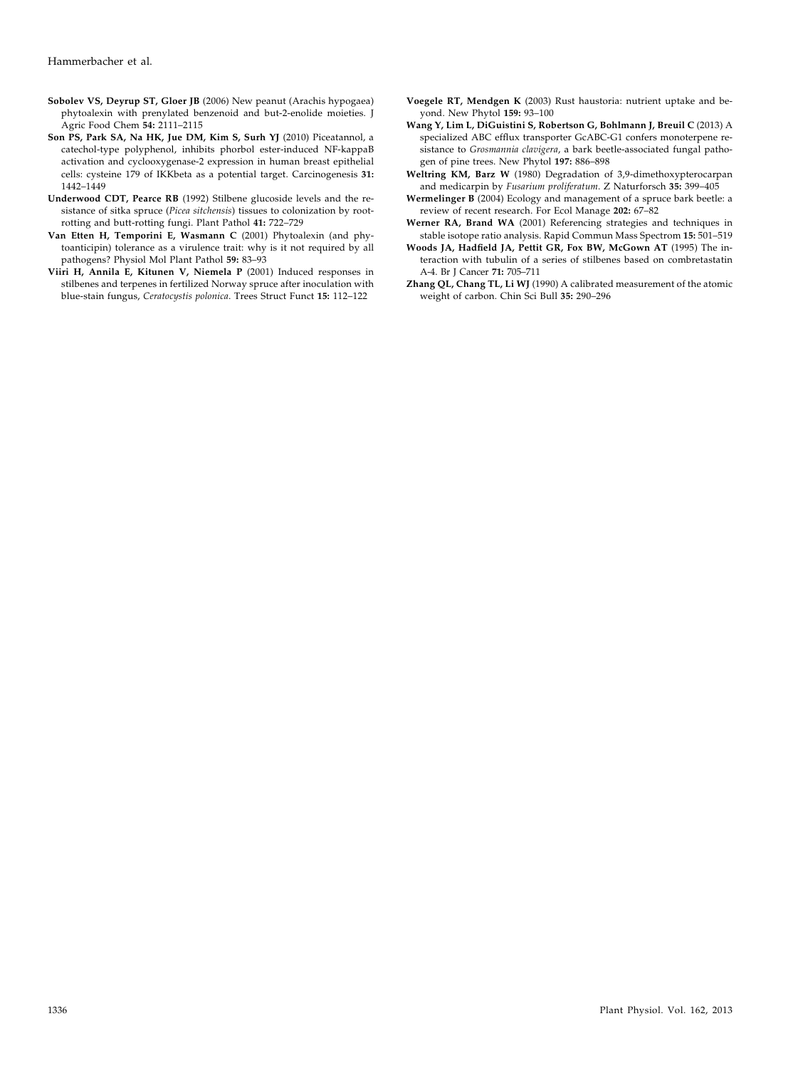**Sobolev VS, Deyrup ST, Gloer JB** (2006) New peanut (Arachis hypogaea) phytoalexin with prenylated benzenoid and but-2-enolide moieties. J Agric Food Chem **54:** 2111–2115

**Son PS, Park SA, Na HK, Jue DM, Kim S, Surh YJ** (2010) Piceatannol, a catechol-type polyphenol, inhibits phorbol ester-induced NF-kappaB activation and cyclooxygenase-2 expression in human breast epithelial cells: cysteine 179 of IKKbeta as a potential target. Carcinogenesis **31:** 1442–1449

**Underwood CDT, Pearce RB** (1992) Stilbene glucoside levels and the resistance of sitka spruce (*Picea sitchensis*) tissues to colonization by root-rotting and butt-rotting fungi. Plant Pathol **41:** 722–729

**Van Etten H, Temporini E, Wasmann C** (2001) Phytoalexin (and phytoanticipin) tolerance as a virulence trait: why is it not required by all pathogens? Physiol Mol Plant Pathol **59:** 83–93

**Viiri H, Annila E, Kitunen V, Niemela P** (2001) Induced responses in stilbenes and terpenes in fertilized Norway spruce after inoculation with blue-stain fungus, *Ceratocystis polonica*. Trees Struct Funct **15:** 112–122

**Voegele RT, Mendgen K** (2003) Rust haustoria: nutrient uptake and beyond. New Phytol **159:** 93–100

**Wang Y, Lim L, DiGuistini S, Robertson G, Bohlmann J, Breuil C** (2013) A specialized ABC efflux transporter GcABC-G1 confers monoterpene resistance to *Grosmannia clavigera*, a bark beetle-associated fungal pathogen of pine trees. New Phytol **197:** 886–898

**Weltring KM, Barz W** (1980) Degradation of 3,9-dimethoxypterocarpan and medicarpin by *Fusarium proliferatum*. Z Naturforsch **35:** 399–405

**Wermelinger B** (2004) Ecology and management of a spruce bark beetle: a review of recent research. For Ecol Manage **202:** 67–82

**Werner RA, Brand WA** (2001) Referencing strategies and techniques in stable isotope ratio analysis. Rapid Commun Mass Spectrom **15:** 501–519

**Woods JA, Hadfield JA, Pettit GR, Fox BW, McGown AT** (1995) The interaction with tubulin of a series of stilbenes based on combretastatin A-4. Br J Cancer **71:** 705–711

**Zhang QL, Chang TL, Li WJ** (1990) A calibrated measurement of the atomic weight of carbon. Chin Sci Bull **35:** 290–296